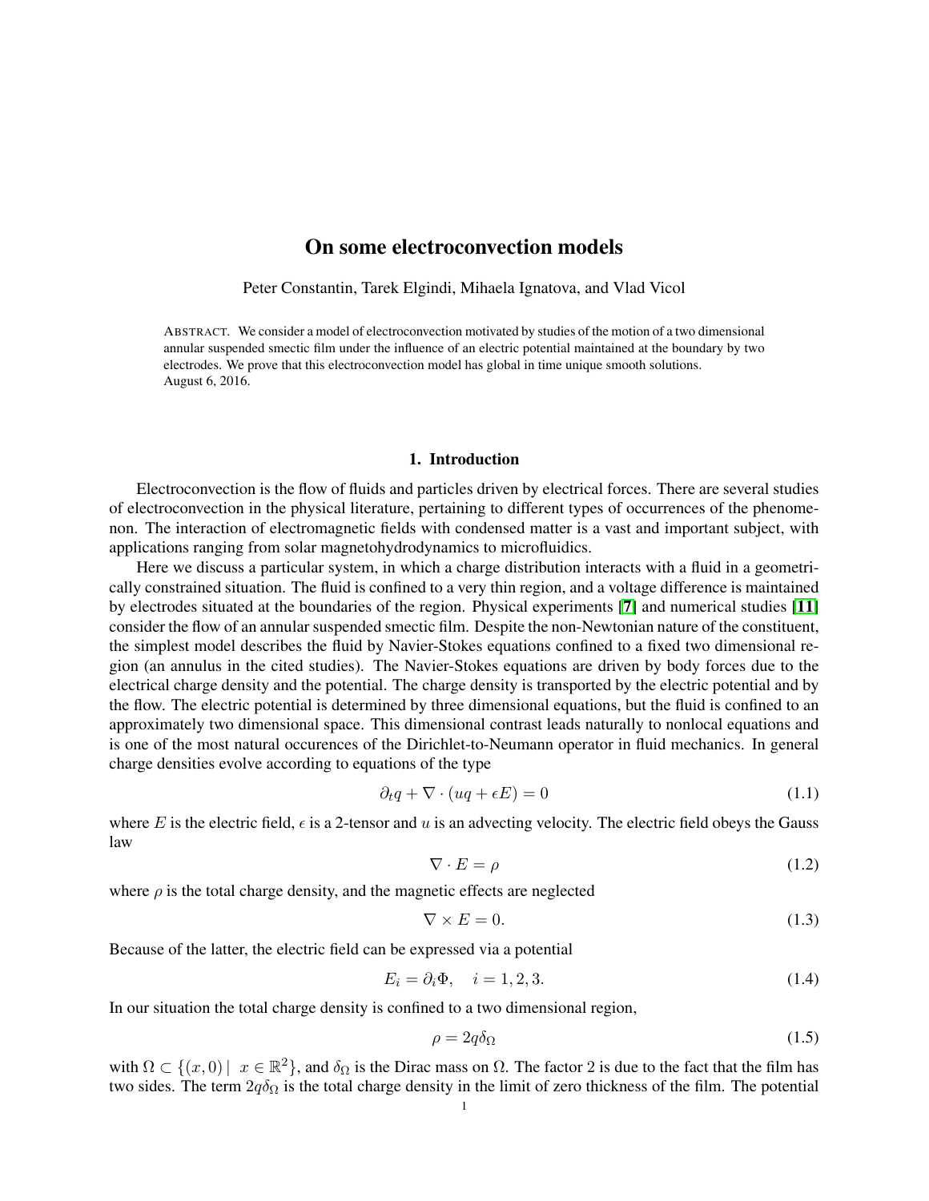# On some electroconvection models

Peter Constantin, Tarek Elgindi, Mihaela Ignatova, and Vlad Vicol

ABSTRACT. We consider a model of electroconvection motivated by studies of the motion of a two dimensional annular suspended smectic film under the influence of an electric potential maintained at the boundary by two electrodes. We prove that this electroconvection model has global in time unique smooth solutions.
August 6, 2016.

## 1. Introduction

Electroconvection is the flow of fluids and particles driven by electrical forces. There are several studies of electroconvection in the physical literature, pertaining to different types of occurrences of the phenomenon. The interaction of electromagnetic fields with condensed matter is a vast and important subject, with applications ranging from solar magnetohydrodynamics to microfluidics.

Here we discuss a particular system, in which a charge distribution interacts with a fluid in a geometrically constrained situation. The fluid is confined to a very thin region, and a voltage difference is maintained by electrodes situated at the boundaries of the region. Physical experiments [7] and numerical studies [11] consider the flow of an annular suspended smectic film. Despite the non-Newtonian nature of the constituent, the simplest model describes the fluid by Navier-Stokes equations confined to a fixed two dimensional region (an annulus in the cited studies). The Navier-Stokes equations are driven by body forces due to the electrical charge density and the potential. The charge density is transported by the electric potential and by the flow. The electric potential is determined by three dimensional equations, but the fluid is confined to an approximately two dimensional space. This dimensional contrast leads naturally to nonlocal equations and is one of the most natural occurences of the Dirichlet-to-Neumann operator in fluid mechanics. In general charge densities evolve according to equations of the type

$$\partial_t q + \nabla \cdot (uq + \epsilon E) = 0 \tag{1.1}$$

where $E$ is the electric field, $\epsilon$ is a 2-tensor and $u$ is an advecting velocity. The electric field obeys the Gauss law

$$\nabla \cdot E = \rho \tag{1.2}$$

where $\rho$ is the total charge density, and the magnetic effects are neglected

$$\nabla \times E = 0. \tag{1.3}$$

Because of the latter, the electric field can be expressed via a potential

$$E_i = \partial_i \Phi, \quad i = 1, 2, 3. \tag{1.4}$$

In our situation the total charge density is confined to a two dimensional region,

$$\rho = 2q\delta_\Omega \tag{1.5}$$

with $\Omega \subset \{(x, 0) \mid \ x \in \mathbb{R}^2\}$, and $\delta_\Omega$ is the Dirac mass on $\Omega$. The factor 2 is due to the fact that the film has two sides. The term $2q\delta_\Omega$ is the total charge density in the limit of zero thickness of the film. The potential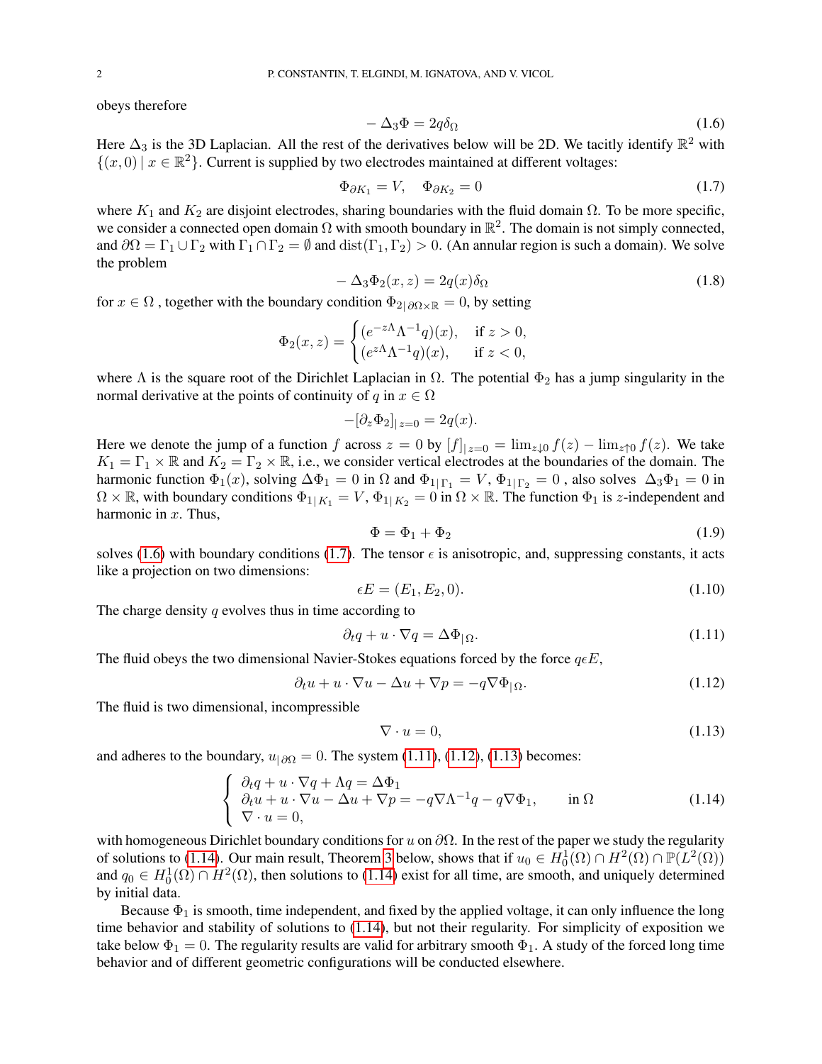obeys therefore

$$
-\Delta_3 \Phi = 2q\delta_\Omega \tag{1.6}
$$

Here $\Delta_3$ is the 3D Laplacian. All the rest of the derivatives below will be 2D. We tacitly identify $\mathbb{R}^2$ with $\{(x,0) \mid x \in \mathbb{R}^2\}$. Current is supplied by two electrodes maintained at different voltages:

$$
\Phi_{\partial K_1} = V, \quad \Phi_{\partial K_2} = 0 \tag{1.7}
$$

where $K_1$ and $K_2$ are disjoint electrodes, sharing boundaries with the fluid domain $\Omega$. To be more specific, we consider a connected open domain $\Omega$ with smooth boundary in $\mathbb{R}^2$. The domain is not simply connected, and $\partial\Omega = \Gamma_1 \cup \Gamma_2$ with $\Gamma_1 \cap \Gamma_2 = \emptyset$ and $\mathrm{dist}(\Gamma_1, \Gamma_2) > 0$. (An annular region is such a domain). We solve the problem

$$
-\Delta_3 \Phi_2(x,z) = 2q(x)\delta_\Omega \tag{1.8}
$$

for $x \in \Omega$ , together with the boundary condition $\Phi_{2|\partial\Omega\times\mathbb{R}} = 0$, by setting

$$
\Phi_2(x,z) = \begin{cases} (e^{-z\Lambda}\Lambda^{-1}q)(x), & \text{if } z > 0, \\ (e^{z\Lambda}\Lambda^{-1}q)(x), & \text{if } z < 0, \end{cases}
$$

where $\Lambda$ is the square root of the Dirichlet Laplacian in $\Omega$. The potential $\Phi_2$ has a jump singularity in the normal derivative at the points of continuity of $q$ in $x \in \Omega$

$$
-[\partial_z \Phi_2]_{|z=0} = 2q(x).
$$

Here we denote the jump of a function $f$ across $z = 0$ by $[f]_{|z=0} = \lim_{z\downarrow 0} f(z) - \lim_{z\uparrow 0} f(z)$. We take $K_1 = \Gamma_1 \times \mathbb{R}$ and $K_2 = \Gamma_2 \times \mathbb{R}$, i.e., we consider vertical electrodes at the boundaries of the domain. The harmonic function $\Phi_1(x)$, solving $\Delta\Phi_1 = 0$ in $\Omega$ and $\Phi_{1|\Gamma_1} = V$, $\Phi_{1|\Gamma_2} = 0$ , also solves $\Delta_3\Phi_1 = 0$ in $\Omega \times \mathbb{R}$, with boundary conditions $\Phi_{1|K_1} = V$, $\Phi_{1|K_2} = 0$ in $\Omega \times \mathbb{R}$. The function $\Phi_1$ is $z$-independent and harmonic in $x$. Thus,

$$
\Phi = \Phi_1 + \Phi_2 \tag{1.9}
$$

solves (1.6) with boundary conditions (1.7). The tensor $\epsilon$ is anisotropic, and, suppressing constants, it acts like a projection on two dimensions:

$$
\epsilon E = (E_1, E_2, 0). \tag{1.10}
$$

The charge density $q$ evolves thus in time according to

$$
\partial_t q + u \cdot \nabla q = \Delta \Phi_{|\Omega}. \tag{1.11}
$$

The fluid obeys the two dimensional Navier-Stokes equations forced by the force $q\epsilon E$,

$$
\partial_t u + u \cdot \nabla u - \Delta u + \nabla p = -q\nabla\Phi_{|\Omega}. \tag{1.12}
$$

The fluid is two dimensional, incompressible

$$
\nabla \cdot u = 0, \tag{1.13}
$$

and adheres to the boundary, $u_{|\partial\Omega} = 0$. The system (1.11), (1.12), (1.13) becomes:

$$
\left\{ \begin{array}{l} \partial_t q + u \cdot \nabla q + \Lambda q = \Delta \Phi_1 \\ \partial_t u + u \cdot \nabla u - \Delta u + \nabla p = -q\nabla\Lambda^{-1}q - q\nabla\Phi_1, \qquad \text{in } \Omega \\ \nabla \cdot u = 0, \end{array} \right. \tag{1.14}
$$

with homogeneous Dirichlet boundary conditions for $u$ on $\partial\Omega$. In the rest of the paper we study the regularity of solutions to (1.14). Our main result, Theorem 3 below, shows that if $u_0 \in H_0^1(\Omega) \cap H^2(\Omega) \cap \mathbb{P}(L^2(\Omega))$ and $q_0 \in H_0^1(\Omega) \cap H^2(\Omega)$, then solutions to (1.14) exist for all time, are smooth, and uniquely determined by initial data.

Because $\Phi_1$ is smooth, time independent, and fixed by the applied voltage, it can only influence the long time behavior and stability of solutions to (1.14), but not their regularity. For simplicity of exposition we take below $\Phi_1 = 0$. The regularity results are valid for arbitrary smooth $\Phi_1$. A study of the forced long time behavior and of different geometric configurations will be conducted elsewhere.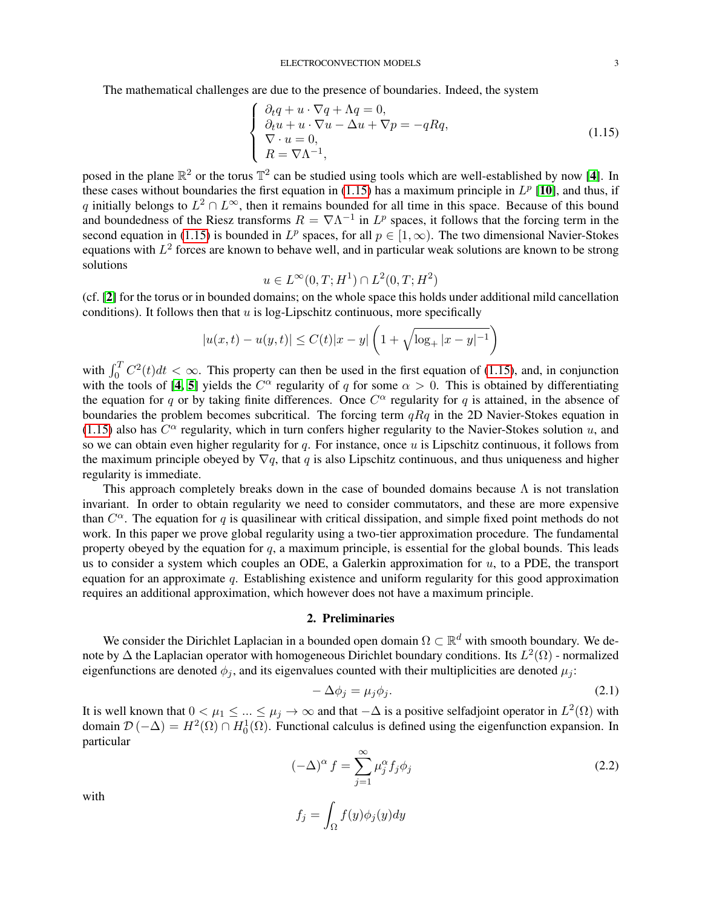The mathematical challenges are due to the presence of boundaries. Indeed, the system

$$
\left\{
\begin{array}{l}
\partial_t q + u\cdot\nabla q + \Lambda q = 0,\\
\partial_t u + u\cdot\nabla u - \Delta u + \nabla p = -qRq,\\
\nabla\cdot u = 0,\\
R = \nabla\Lambda^{-1},
\end{array}
\right.
\tag{1.15}
$$

posed in the plane $\mathbb{R}^2$ or the torus $\mathbb{T}^2$ can be studied using tools which are well-established by now [**4**]. In these cases without boundaries the first equation in (1.15) has a maximum principle in $L^p$ [**10**], and thus, if $q$ initially belongs to $L^2\cap L^\infty$, then it remains bounded for all time in this space. Because of this bound and boundedness of the Riesz transforms $R = \nabla\Lambda^{-1}$ in $L^p$ spaces, it follows that the forcing term in the second equation in (1.15) is bounded in $L^p$ spaces, for all $p\in[1,\infty)$. The two dimensional Navier-Stokes equations with $L^2$ forces are known to behave well, and in particular weak solutions are known to be strong solutions

$$
u\in L^\infty(0,T;H^1)\cap L^2(0,T;H^2)
$$

(cf. [**2**] for the torus or in bounded domains; on the whole space this holds under additional mild cancellation conditions). It follows then that $u$ is log-Lipschitz continuous, more specifically

$$
|u(x,t)-u(y,t)|\le C(t)|x-y|\left(1+\sqrt{\log_+|x-y|^{-1}}\right)
$$

with $\int_0^T C^2(t)dt<\infty$. This property can then be used in the first equation of (1.15), and, in conjunction with the tools of [**4**, **5**] yields the $C^\alpha$ regularity of $q$ for some $\alpha>0$. This is obtained by differentiating the equation for $q$ or by taking finite differences. Once $C^\alpha$ regularity for $q$ is attained, in the absence of boundaries the problem becomes subcritical. The forcing term $qRq$ in the 2D Navier-Stokes equation in (1.15) also has $C^\alpha$ regularity, which in turn confers higher regularity to the Navier-Stokes solution $u$, and so we can obtain even higher regularity for $q$. For instance, once $u$ is Lipschitz continuous, it follows from the maximum principle obeyed by $\nabla q$, that $q$ is also Lipschitz continuous, and thus uniqueness and higher regularity is immediate.

This approach completely breaks down in the case of bounded domains because $\Lambda$ is not translation invariant. In order to obtain regularity we need to consider commutators, and these are more expensive than $C^\alpha$. The equation for $q$ is quasilinear with critical dissipation, and simple fixed point methods do not work. In this paper we prove global regularity using a two-tier approximation procedure. The fundamental property obeyed by the equation for $q$, a maximum principle, is essential for the global bounds. This leads us to consider a system which couples an ODE, a Galerkin approximation for $u$, to a PDE, the transport equation for an approximate $q$. Establishing existence and uniform regularity for this good approximation requires an additional approximation, which however does not have a maximum principle.

## 2. Preliminaries

We consider the Dirichlet Laplacian in a bounded open domain $\Omega\subset\mathbb{R}^d$ with smooth boundary. We denote by $\Delta$ the Laplacian operator with homogeneous Dirichlet boundary conditions. Its $L^2(\Omega)$ - normalized eigenfunctions are denoted $\phi_j$, and its eigenvalues counted with their multiplicities are denoted $\mu_j$:

$$
-\Delta\phi_j = \mu_j\phi_j.
\tag{2.1}
$$

It is well known that $0<\mu_1\le\ldots\le\mu_j\to\infty$ and that $-\Delta$ is a positive selfadjoint operator in $L^2(\Omega)$ with domain $\mathcal{D}(-\Delta)=H^2(\Omega)\cap H_0^1(\Omega)$. Functional calculus is defined using the eigenfunction expansion. In particular

$$
(-\Delta)^\alpha f = \sum_{j=1}^\infty \mu_j^\alpha f_j\phi_j
\tag{2.2}
$$

with

$$
f_j = \int_\Omega f(y)\phi_j(y)dy
$$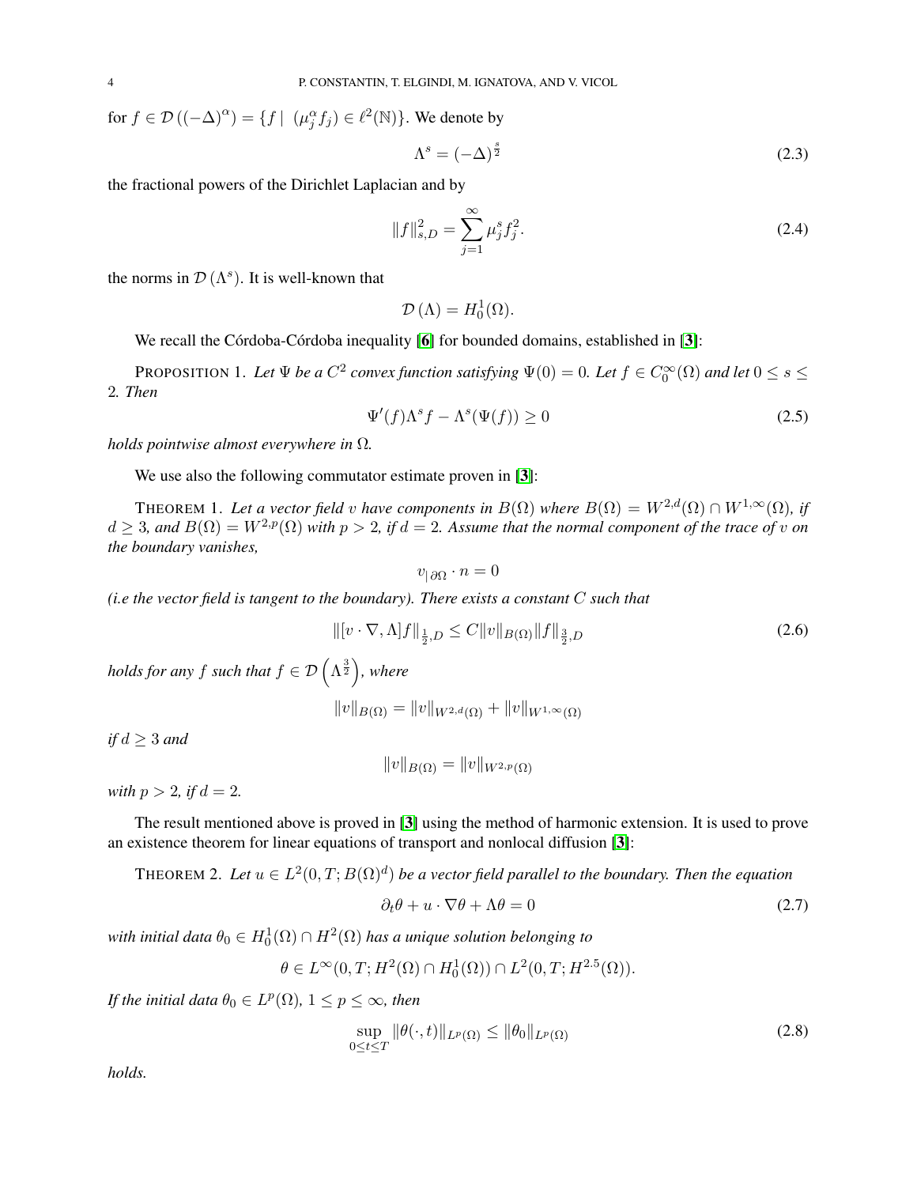for $f \in \mathcal{D}\left((-\Delta)^{\alpha}\right) = \{f \mid \; (\mu_j^{\alpha} f_j) \in \ell^2(\mathbb{N})\}$. We denote by

$$\Lambda^s = (-\Delta)^{\frac{s}{2}} \tag{2.3}$$

the fractional powers of the Dirichlet Laplacian and by

$$\|f\|_{s,D}^2 = \sum_{j=1}^{\infty} \mu_j^s f_j^2. \tag{2.4}$$

the norms in $\mathcal{D}\left(\Lambda^s\right)$. It is well-known that

$$\mathcal{D}\left(\Lambda\right) = H_0^1(\Omega).$$

We recall the Córdoba-Córdoba inequality [6] for bounded domains, established in [3]:

PROPOSITION 1. *Let $\Psi$ be a $C^2$ convex function satisfying $\Psi(0) = 0$. Let $f \in C_0^{\infty}(\Omega)$ and let $0 \le s \le 2$. Then*

$$\Psi'(f)\Lambda^s f - \Lambda^s(\Psi(f)) \ge 0 \tag{2.5}$$

*holds pointwise almost everywhere in $\Omega$.*

We use also the following commutator estimate proven in [3]:

THEOREM 1. *Let a vector field $v$ have components in $B(\Omega)$ where $B(\Omega) = W^{2,d}(\Omega) \cap W^{1,\infty}(\Omega)$, if $d \ge 3$, and $B(\Omega) = W^{2,p}(\Omega)$ with $p > 2$, if $d = 2$. Assume that the normal component of the trace of $v$ on the boundary vanishes,*

$$v_{|\,\partial\Omega} \cdot n = 0$$

*(i.e the vector field is tangent to the boundary). There exists a constant $C$ such that*

$$\|[v\cdot\nabla, \Lambda]f\|_{\frac{1}{2},D} \le C\|v\|_{B(\Omega)}\|f\|_{\frac{3}{2},D} \tag{2.6}$$

*holds for any $f$ such that $f \in \mathcal{D}\left(\Lambda^{\frac{3}{2}}\right)$, where*

$$\|v\|_{B(\Omega)} = \|v\|_{W^{2,d}(\Omega)} + \|v\|_{W^{1,\infty}(\Omega)}$$

*if $d \ge 3$ and*

$$\|v\|_{B(\Omega)} = \|v\|_{W^{2,p}(\Omega)}$$

*with $p > 2$, if $d = 2$.*

The result mentioned above is proved in [3] using the method of harmonic extension. It is used to prove an existence theorem for linear equations of transport and nonlocal diffusion [3]:

THEOREM 2. *Let $u \in L^2(0, T; B(\Omega)^d)$ be a vector field parallel to the boundary. Then the equation*

$$\partial_t\theta + u\cdot\nabla\theta + \Lambda\theta = 0 \tag{2.7}$$

*with initial data $\theta_0 \in H_0^1(\Omega) \cap H^2(\Omega)$ has a unique solution belonging to*

$$\theta \in L^{\infty}(0, T; H^2(\Omega) \cap H_0^1(\Omega)) \cap L^2(0, T; H^{2.5}(\Omega)).$$

*If the initial data $\theta_0 \in L^p(\Omega)$, $1 \le p \le \infty$, then*

$$\sup_{0\le t\le T} \|\theta(\cdot, t)\|_{L^p(\Omega)} \le \|\theta_0\|_{L^p(\Omega)} \tag{2.8}$$

*holds.*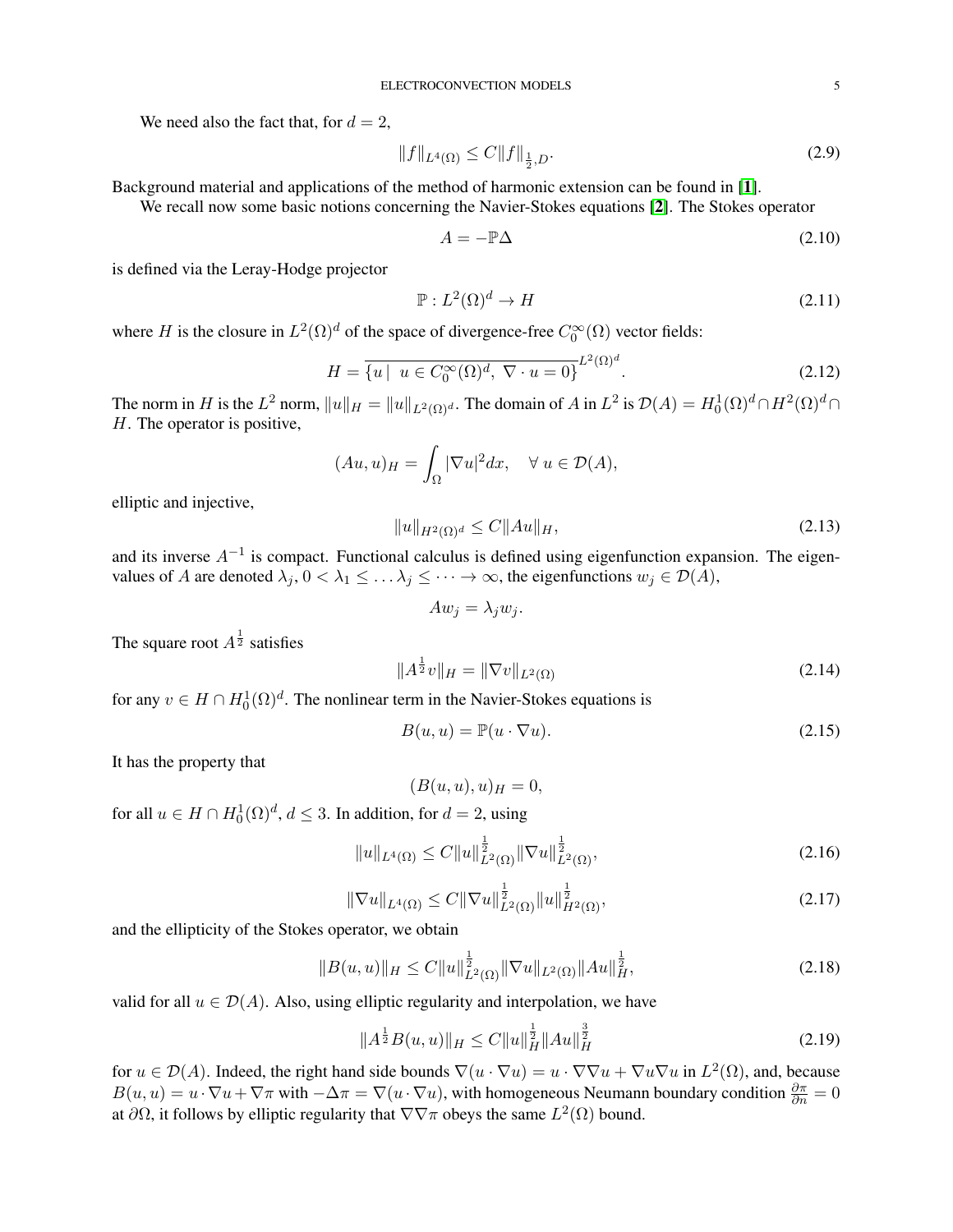We need also the fact that, for $d = 2$,

$$\|f\|_{L^4(\Omega)} \le C\|f\|_{\frac{1}{2},D}. \tag{2.9}$$

Background material and applications of the method of harmonic extension can be found in [1].

We recall now some basic notions concerning the Navier-Stokes equations [2]. The Stokes operator

$$A = -\mathbb{P}\Delta \tag{2.10}$$

is defined via the Leray-Hodge projector

$$\mathbb{P} : L^2(\Omega)^d \to H \tag{2.11}$$

where $H$ is the closure in $L^2(\Omega)^d$ of the space of divergence-free $C_0^\infty(\Omega)$ vector fields:

$$H = \overline{\{u \mid \ u \in C_0^\infty(\Omega)^d, \ \nabla \cdot u = 0\}}^{L^2(\Omega)^d}. \tag{2.12}$$

The norm in $H$ is the $L^2$ norm, $\|u\|_H = \|u\|_{L^2(\Omega)^d}$. The domain of $A$ in $L^2$ is $\mathcal{D}(A) = H_0^1(\Omega)^d \cap H^2(\Omega)^d \cap H$. The operator is positive,

$$(Au, u)_H = \int_\Omega |\nabla u|^2 dx, \quad \forall\, u \in \mathcal{D}(A),$$

elliptic and injective,

$$\|u\|_{H^2(\Omega)^d} \le C\|Au\|_H, \tag{2.13}$$

and its inverse $A^{-1}$ is compact. Functional calculus is defined using eigenfunction expansion. The eigenvalues of $A$ are denoted $\lambda_j$, $0 < \lambda_1 \le \dots \lambda_j \le \dots \to \infty$, the eigenfunctions $w_j \in \mathcal{D}(A)$,

$$Aw_j = \lambda_j w_j.$$

The square root $A^{\frac{1}{2}}$ satisfies

$$\|A^{\frac{1}{2}} v\|_H = \|\nabla v\|_{L^2(\Omega)} \tag{2.14}$$

for any $v \in H \cap H_0^1(\Omega)^d$. The nonlinear term in the Navier-Stokes equations is

$$B(u, u) = \mathbb{P}(u \cdot \nabla u). \tag{2.15}$$

It has the property that

$$(B(u, u), u)_H = 0,$$

for all $u \in H \cap H_0^1(\Omega)^d$, $d \le 3$. In addition, for $d = 2$, using

$$\|u\|_{L^4(\Omega)} \le C\|u\|_{L^2(\Omega)}^{\frac{1}{2}} \|\nabla u\|_{L^2(\Omega)}^{\frac{1}{2}}, \tag{2.16}$$

$$\|\nabla u\|_{L^4(\Omega)} \le C\|\nabla u\|_{L^2(\Omega)}^{\frac{1}{2}} \|u\|_{H^2(\Omega)}^{\frac{1}{2}}, \tag{2.17}$$

and the ellipticity of the Stokes operator, we obtain

$$\|B(u, u)\|_H \le C\|u\|_{L^2(\Omega)}^{\frac{1}{2}} \|\nabla u\|_{L^2(\Omega)} \|Au\|_H^{\frac{1}{2}}, \tag{2.18}$$

valid for all $u \in \mathcal{D}(A)$. Also, using elliptic regularity and interpolation, we have

$$\|A^{\frac{1}{2}} B(u, u)\|_H \le C\|u\|_H^{\frac{1}{2}} \|Au\|_H^{\frac{3}{2}} \tag{2.19}$$

for $u \in \mathcal{D}(A)$. Indeed, the right hand side bounds $\nabla(u \cdot \nabla u) = u \cdot \nabla\nabla u + \nabla u \nabla u$ in $L^2(\Omega)$, and, because $B(u, u) = u \cdot \nabla u + \nabla \pi$ with $-\Delta \pi = \nabla(u \cdot \nabla u)$, with homogeneous Neumann boundary condition $\frac{\partial \pi}{\partial n} = 0$ at $\partial\Omega$, it follows by elliptic regularity that $\nabla\nabla\pi$ obeys the same $L^2(\Omega)$ bound.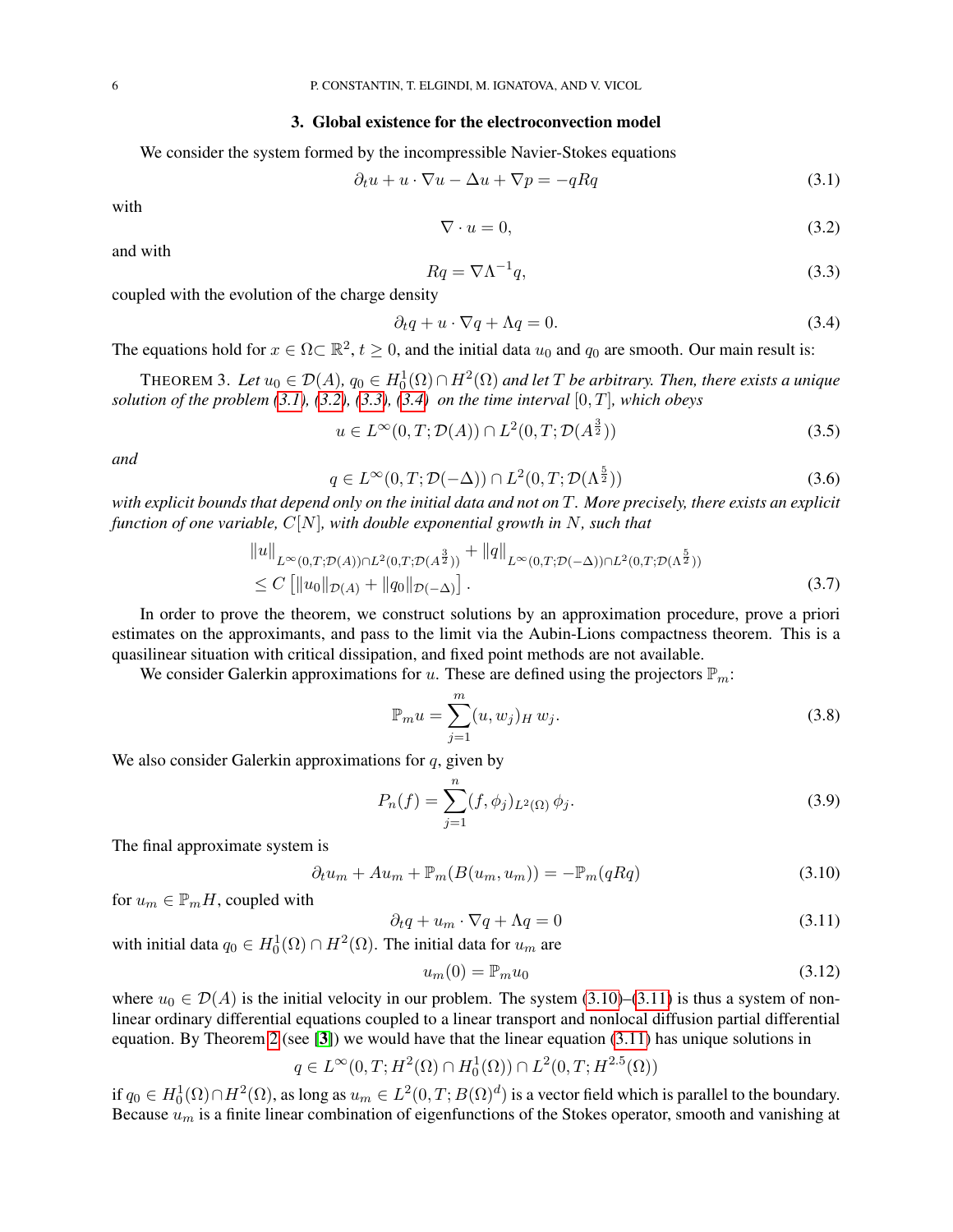## 3. Global existence for the electroconvection model

We consider the system formed by the incompressible Navier-Stokes equations

$$\partial_t u + u\cdot\nabla u - \Delta u + \nabla p = -qRq \tag{3.1}$$

with

$$\nabla\cdot u = 0, \tag{3.2}$$

and with

$$Rq = \nabla\Lambda^{-1}q, \tag{3.3}$$

coupled with the evolution of the charge density

$$\partial_t q + u\cdot\nabla q + \Lambda q = 0. \tag{3.4}$$

The equations hold for $x\in\Omega\subset\mathbb{R}^2$, $t\geq 0$, and the initial data $u_0$ and $q_0$ are smooth. Our main result is:

THEOREM 3. *Let $u_0\in\mathcal{D}(A)$, $q_0\in H_0^1(\Omega)\cap H^2(\Omega)$ and let $T$ be arbitrary. Then, there exists a unique solution of the problem (3.1), (3.2), (3.3), (3.4) on the time interval $[0,T]$, which obeys*

$$u\in L^\infty(0,T;\mathcal{D}(A))\cap L^2(0,T;\mathcal{D}(A^{\frac{3}{2}})) \tag{3.5}$$

*and*

$$q\in L^\infty(0,T;\mathcal{D}(-\Delta))\cap L^2(0,T;\mathcal{D}(\Lambda^{\frac{5}{2}})) \tag{3.6}$$

*with explicit bounds that depend only on the initial data and not on $T$. More precisely, there exists an explicit function of one variable, $C[N]$, with double exponential growth in $N$, such that*

$$\begin{aligned}&\|u\|_{L^\infty(0,T;\mathcal{D}(A))\cap L^2(0,T;\mathcal{D}(A^{\frac{3}{2}}))}+\|q\|_{L^\infty(0,T;\mathcal{D}(-\Delta))\cap L^2(0,T;\mathcal{D}(\Lambda^{\frac{5}{2}}))}\\ &\leq C\left[\|u_0\|_{\mathcal{D}(A)}+\|q_0\|_{\mathcal{D}(-\Delta)}\right].\end{aligned} \tag{3.7}$$

In order to prove the theorem, we construct solutions by an approximation procedure, prove a priori estimates on the approximants, and pass to the limit via the Aubin-Lions compactness theorem. This is a quasilinear situation with critical dissipation, and fixed point methods are not available.

We consider Galerkin approximations for $u$. These are defined using the projectors $\mathbb{P}_m$:

$$\mathbb{P}_m u = \sum_{j=1}^m (u,w_j)_H\, w_j. \tag{3.8}$$

We also consider Galerkin approximations for $q$, given by

$$P_n(f) = \sum_{j=1}^n (f,\phi_j)_{L^2(\Omega)}\,\phi_j. \tag{3.9}$$

The final approximate system is

$$\partial_t u_m + Au_m + \mathbb{P}_m(B(u_m,u_m)) = -\mathbb{P}_m(qRq) \tag{3.10}$$

for $u_m\in\mathbb{P}_m H$, coupled with

$$\partial_t q + u_m\cdot\nabla q + \Lambda q = 0 \tag{3.11}$$

with initial data $q_0\in H_0^1(\Omega)\cap H^2(\Omega)$. The initial data for $u_m$ are

$$u_m(0) = \mathbb{P}_m u_0 \tag{3.12}$$

where $u_0\in\mathcal{D}(A)$ is the initial velocity in our problem. The system (3.10)–(3.11) is thus a system of nonlinear ordinary differential equations coupled to a linear transport and nonlocal diffusion partial differential equation. By Theorem 2 (see [3]) we would have that the linear equation (3.11) has unique solutions in

$$q\in L^\infty(0,T;H^2(\Omega)\cap H_0^1(\Omega))\cap L^2(0,T;H^{2.5}(\Omega))$$

if $q_0\in H_0^1(\Omega)\cap H^2(\Omega)$, as long as $u_m\in L^2(0,T;B(\Omega)^d)$ is a vector field which is parallel to the boundary. Because $u_m$ is a finite linear combination of eigenfunctions of the Stokes operator, smooth and vanishing at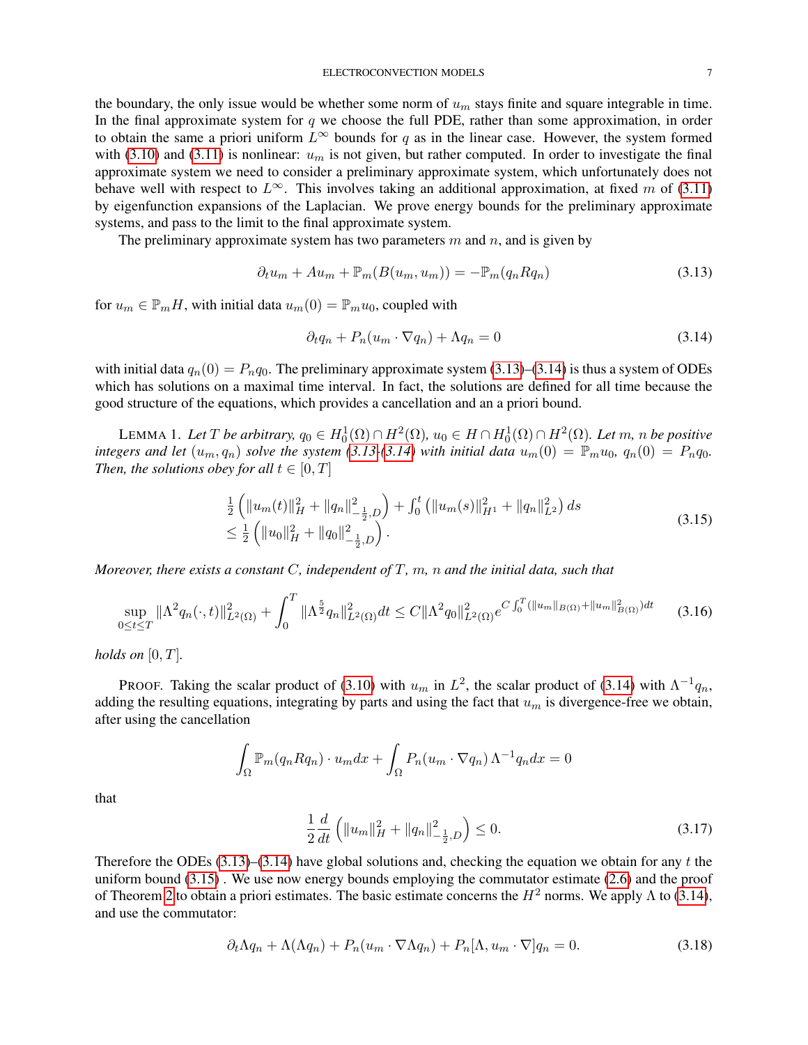the boundary, the only issue would be whether some norm of $u_m$ stays finite and square integrable in time. In the final approximate system for $q$ we choose the full PDE, rather than some approximation, in order to obtain the same a priori uniform $L^\infty$ bounds for $q$ as in the linear case. However, the system formed with (3.10) and (3.11) is nonlinear: $u_m$ is not given, but rather computed. In order to investigate the final approximate system we need to consider a preliminary approximate system, which unfortunately does not behave well with respect to $L^\infty$. This involves taking an additional approximation, at fixed $m$ of (3.11) by eigenfunction expansions of the Laplacian. We prove energy bounds for the preliminary approximate systems, and pass to the limit to the final approximate system.

The preliminary approximate system has two parameters $m$ and $n$, and is given by

$$\partial_t u_m + Au_m + \mathbb{P}_m(B(u_m, u_m)) = -\mathbb{P}_m(q_n R q_n) \tag{3.13}$$

for $u_m \in \mathbb{P}_m H$, with initial data $u_m(0) = \mathbb{P}_m u_0$, coupled with

$$\partial_t q_n + P_n(u_m \cdot \nabla q_n) + \Lambda q_n = 0 \tag{3.14}$$

with initial data $q_n(0) = P_n q_0$. The preliminary approximate system (3.13)–(3.14) is thus a system of ODEs which has solutions on a maximal time interval. In fact, the solutions are defined for all time because the good structure of the equations, which provides a cancellation and an a priori bound.

LEMMA 1. *Let $T$ be arbitrary, $q_0 \in H_0^1(\Omega) \cap H^2(\Omega)$, $u_0 \in H \cap H_0^1(\Omega) \cap H^2(\Omega)$. Let $m$, $n$ be positive integers and let $(u_m, q_n)$ solve the system (3.13-(3.14) with initial data $u_m(0) = \mathbb{P}_m u_0$, $q_n(0) = P_n q_0$. Then, the solutions obey for all $t \in [0, T]$*

$$\begin{aligned}
&\tfrac{1}{2}\left(\|u_m(t)\|_H^2 + \|q_n\|_{-\frac{1}{2},D}^2\right) + \int_0^t \left(\|u_m(s)\|_{H^1}^2 + \|q_n\|_{L^2}^2\right) ds \\
&\le \tfrac{1}{2}\left(\|u_0\|_H^2 + \|q_0\|_{-\frac{1}{2},D}^2\right).
\end{aligned} \tag{3.15}$$

*Moreover, there exists a constant $C$, independent of $T$, $m$, $n$ and the initial data, such that*

$$\sup_{0\le t\le T} \|\Lambda^2 q_n(\cdot,t)\|_{L^2(\Omega)}^2 + \int_0^T \|\Lambda^{\frac{5}{2}} q_n\|_{L^2(\Omega)}^2 dt \le C\|\Lambda^2 q_0\|_{L^2(\Omega)}^2 e^{C\int_0^T (\|u_m\|_{B(\Omega)} + \|u_m\|_{B(\Omega)}^2) dt} \tag{3.16}$$

*holds on $[0, T]$.*

PROOF. Taking the scalar product of (3.10) with $u_m$ in $L^2$, the scalar product of (3.14) with $\Lambda^{-1} q_n$, adding the resulting equations, integrating by parts and using the fact that $u_m$ is divergence-free we obtain, after using the cancellation

$$\int_\Omega \mathbb{P}_m(q_n R q_n) \cdot u_m dx + \int_\Omega P_n(u_m \cdot \nabla q_n)\, \Lambda^{-1} q_n dx = 0$$

that

$$\frac{1}{2}\frac{d}{dt}\left(\|u_m\|_H^2 + \|q_n\|_{-\frac{1}{2},D}^2\right) \le 0. \tag{3.17}$$

Therefore the ODEs (3.13)–(3.14) have global solutions and, checking the equation we obtain for any $t$ the uniform bound (3.15) . We use now energy bounds employing the commutator estimate (2.6) and the proof of Theorem 2 to obtain a priori estimates. The basic estimate concerns the $H^2$ norms. We apply $\Lambda$ to (3.14), and use the commutator:

$$\partial_t \Lambda q_n + \Lambda(\Lambda q_n) + P_n(u_m \cdot \nabla \Lambda q_n) + P_n[\Lambda, u_m \cdot \nabla] q_n = 0. \tag{3.18}$$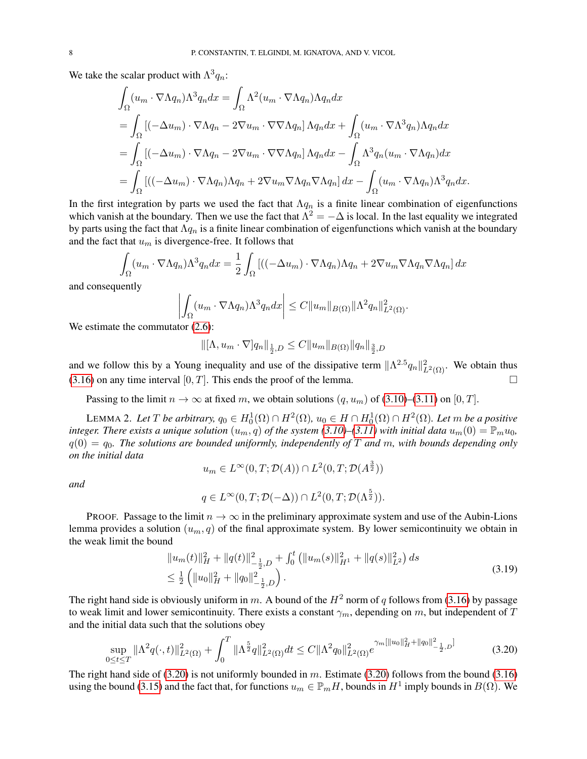We take the scalar product with $\Lambda^3 q_n$:

$$
\begin{aligned}
\int_\Omega (u_m\cdot\nabla\Lambda q_n)\Lambda^3 q_n dx &= \int_\Omega \Lambda^2(u_m\cdot\nabla\Lambda q_n)\Lambda q_n dx\\
&= \int_\Omega \left[(-\Delta u_m)\cdot\nabla\Lambda q_n - 2\nabla u_m\cdot\nabla\nabla\Lambda q_n\right]\Lambda q_n dx + \int_\Omega (u_m\cdot\nabla\Lambda^3 q_n)\Lambda q_n dx\\
&= \int_\Omega \left[(-\Delta u_m)\cdot\nabla\Lambda q_n - 2\nabla u_m\cdot\nabla\nabla\Lambda q_n\right]\Lambda q_n dx - \int_\Omega \Lambda^3 q_n(u_m\cdot\nabla\Lambda q_n)dx\\
&= \int_\Omega \left[((-\Delta u_m)\cdot\nabla\Lambda q_n)\Lambda q_n + 2\nabla u_m\nabla\Lambda q_n\nabla\Lambda q_n\right]dx - \int_\Omega (u_m\cdot\nabla\Lambda q_n)\Lambda^3 q_n dx.
\end{aligned}
$$

In the first integration by parts we used the fact that $\Lambda q_n$ is a finite linear combination of eigenfunctions which vanish at the boundary. Then we use the fact that $\Lambda^2 = -\Delta$ is local. In the last equality we integrated by parts using the fact that $\Lambda q_n$ is a finite linear combination of eigenfunctions which vanish at the boundary and the fact that $u_m$ is divergence-free. It follows that

$$
\int_\Omega (u_m\cdot\nabla\Lambda q_n)\Lambda^3 q_n dx = \frac{1}{2}\int_\Omega \left[((-\Delta u_m)\cdot\nabla\Lambda q_n)\Lambda q_n + 2\nabla u_m\nabla\Lambda q_n\nabla\Lambda q_n\right]dx
$$

and consequently

$$
\left|\int_\Omega (u_m\cdot\nabla\Lambda q_n)\Lambda^3 q_n dx\right| \le C\|u_m\|_{B(\Omega)}\|\Lambda^2 q_n\|^2_{L^2(\Omega)}.
$$

We estimate the commutator (2.6):

$$
\|[\Lambda, u_m\cdot\nabla]q_n\|_{\frac{1}{2},D} \le C\|u_m\|_{B(\Omega)}\|q_n\|_{\frac{3}{2},D}
$$

and we follow this by a Young inequality and use of the dissipative term $\|\Lambda^{2.5}q_n\|^2_{L^2(\Omega)}$. We obtain thus (3.16) on any time interval $[0,T]$. This ends the proof of the lemma. □

Passing to the limit $n\to\infty$ at fixed $m$, we obtain solutions $(q, u_m)$ of (3.10)–(3.11) on $[0,T]$.

LEMMA 2. *Let $T$ be arbitrary, $q_0\in H^1_0(\Omega)\cap H^2(\Omega)$, $u_0\in H\cap H^1_0(\Omega)\cap H^2(\Omega)$. Let $m$ be a positive integer. There exists a unique solution $(u_m, q)$ of the system (3.10)–(3.11) with initial data $u_m(0) = \mathbb{P}_m u_0$, $q(0) = q_0$. The solutions are bounded uniformly, independently of $T$ and $m$, with bounds depending only on the initial data*

$$
u_m\in L^\infty(0,T;\mathcal{D}(A))\cap L^2(0,T;\mathcal{D}(A^{\frac{3}{2}}))
$$

*and*

$$
q\in L^\infty(0,T;\mathcal{D}(-\Delta))\cap L^2(0,T;\mathcal{D}(\Lambda^{\frac{5}{2}})).
$$

PROOF. Passage to the limit $n\to\infty$ in the preliminary approximate system and use of the Aubin-Lions lemma provides a solution $(u_m, q)$ of the final approximate system. By lower semicontinuity we obtain in the weak limit the bound

$$
\begin{aligned}
&\|u_m(t)\|^2_H + \|q(t)\|^2_{-\frac{1}{2},D} + \int_0^t\left(\|u_m(s)\|^2_{H^1} + \|q(s)\|^2_{L^2}\right)ds\\
&\le \frac{1}{2}\left(\|u_0\|^2_H + \|q_0\|^2_{-\frac{1}{2},D}\right).
\end{aligned}
\tag{3.19}
$$

The right hand side is obviously uniform in $m$. A bound of the $H^2$ norm of $q$ follows from (3.16) by passage to weak limit and lower semicontinuity. There exists a constant $\gamma_m$, depending on $m$, but independent of $T$ and the initial data such that the solutions obey

$$
\sup_{0\le t\le T}\|\Lambda^2 q(\cdot,t)\|^2_{L^2(\Omega)} + \int_0^T\|\Lambda^{\frac{5}{2}}q\|^2_{L^2(\Omega)}dt \le C\|\Lambda^2 q_0\|^2_{L^2(\Omega)}e^{\gamma_m[\|u_0\|^2_H + \|q_0\|^2_{-\frac{1}{2},D}]}
\tag{3.20}
$$

The right hand side of (3.20) is not uniformly bounded in $m$. Estimate (3.20) follows from the bound (3.16) using the bound (3.15) and the fact that, for functions $u_m\in\mathbb{P}_m H$, bounds in $H^1$ imply bounds in $B(\Omega)$. We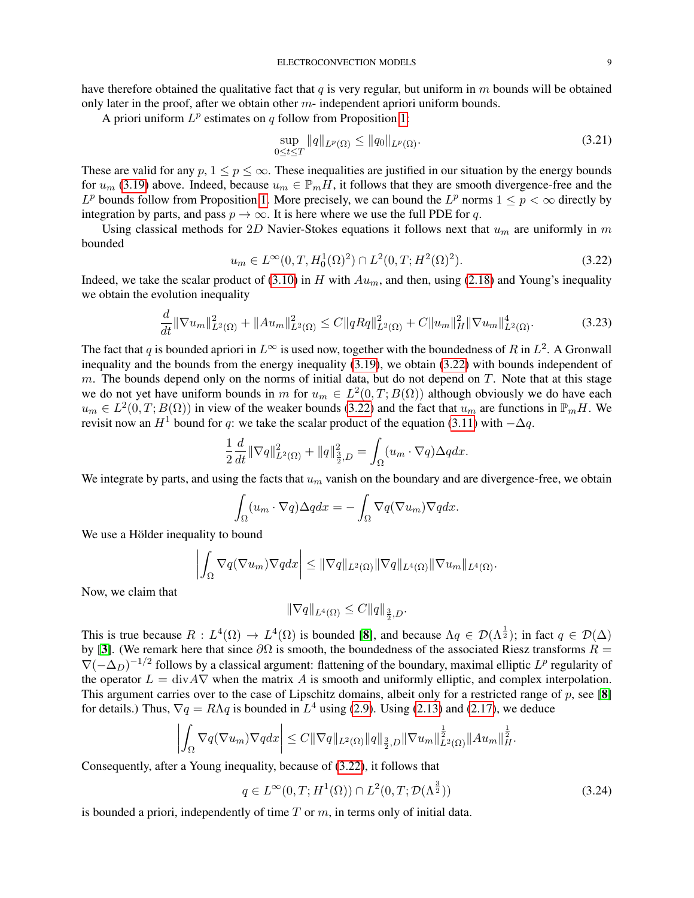have therefore obtained the qualitative fact that $q$ is very regular, but uniform in $m$ bounds will be obtained only later in the proof, after we obtain other $m$- independent apriori uniform bounds.

A priori uniform $L^p$ estimates on $q$ follow from Proposition 1:

$$\sup_{0\le t\le T}\|q\|_{L^p(\Omega)} \le \|q_0\|_{L^p(\Omega)}. \tag{3.21}$$

These are valid for any $p$, $1\le p\le\infty$. These inequalities are justified in our situation by the energy bounds for $u_m$ (3.19) above. Indeed, because $u_m\in\mathbb{P}_mH$, it follows that they are smooth divergence-free and the $L^p$ bounds follow from Proposition 1. More precisely, we can bound the $L^p$ norms $1\le p<\infty$ directly by integration by parts, and pass $p\to\infty$. It is here where we use the full PDE for $q$.

Using classical methods for $2D$ Navier-Stokes equations it follows next that $u_m$ are uniformly in $m$ bounded

$$u_m\in L^\infty(0,T,H_0^1(\Omega)^2)\cap L^2(0,T;H^2(\Omega)^2). \tag{3.22}$$

Indeed, we take the scalar product of (3.10) in $H$ with $Au_m$, and then, using (2.18) and Young's inequality we obtain the evolution inequality

$$\frac{d}{dt}\|\nabla u_m\|^2_{L^2(\Omega)} + \|Au_m\|^2_{L^2(\Omega)} \le C\|qRq\|^2_{L^2(\Omega)} + C\|u_m\|^2_H\|\nabla u_m\|^4_{L^2(\Omega)}. \tag{3.23}$$

The fact that $q$ is bounded apriori in $L^\infty$ is used now, together with the boundedness of $R$ in $L^2$. A Gronwall inequality and the bounds from the energy inequality (3.19), we obtain (3.22) with bounds independent of $m$. The bounds depend only on the norms of initial data, but do not depend on $T$. Note that at this stage we do not yet have uniform bounds in $m$ for $u_m\in L^2(0,T;B(\Omega))$ although obviously we do have each $u_m\in L^2(0,T;B(\Omega))$ in view of the weaker bounds (3.22) and the fact that $u_m$ are functions in $\mathbb{P}_mH$. We revisit now an $H^1$ bound for $q$: we take the scalar product of the equation (3.11) with $-\Delta q$.

$$\frac{1}{2}\frac{d}{dt}\|\nabla q\|^2_{L^2(\Omega)} + \|q\|^2_{\frac{3}{2},D} = \int_\Omega (u_m\cdot\nabla q)\Delta q dx.$$

We integrate by parts, and using the facts that $u_m$ vanish on the boundary and are divergence-free, we obtain

$$\int_\Omega (u_m\cdot\nabla q)\Delta q dx = -\int_\Omega \nabla q(\nabla u_m)\nabla q dx.$$

We use a Hölder inequality to bound

$$\left|\int_\Omega \nabla q(\nabla u_m)\nabla q dx\right| \le \|\nabla q\|_{L^2(\Omega)}\|\nabla q\|_{L^4(\Omega)}\|\nabla u_m\|_{L^4(\Omega)}.$$

Now, we claim that

$$\|\nabla q\|_{L^4(\Omega)} \le C\|q\|_{\frac{3}{2},D}.$$

This is true because $R: L^4(\Omega)\to L^4(\Omega)$ is bounded [8], and because $\Lambda q\in\mathcal{D}(\Lambda^{\frac{1}{2}})$; in fact $q\in\mathcal{D}(\Delta)$ by [3]. (We remark here that since $\partial\Omega$ is smooth, the boundedness of the associated Riesz transforms $R=\nabla(-\Delta_D)^{-1/2}$ follows by a classical argument: flattening of the boundary, maximal elliptic $L^p$ regularity of the operator $L=\mathrm{div}A\nabla$ when the matrix $A$ is smooth and uniformly elliptic, and complex interpolation. This argument carries over to the case of Lipschitz domains, albeit only for a restricted range of $p$, see [8] for details.) Thus, $\nabla q = R\Lambda q$ is bounded in $L^4$ using (2.9). Using (2.13) and (2.17), we deduce

$$\left|\int_\Omega \nabla q(\nabla u_m)\nabla q dx\right| \le C\|\nabla q\|_{L^2(\Omega)}\|q\|_{\frac{3}{2},D}\|\nabla u_m\|^{\frac{1}{2}}_{L^2(\Omega)}\|Au_m\|^{\frac{1}{2}}_H.$$

Consequently, after a Young inequality, because of (3.22), it follows that

$$q\in L^\infty(0,T;H^1(\Omega))\cap L^2(0,T;\mathcal{D}(\Lambda^{\frac{3}{2}})) \tag{3.24}$$

is bounded a priori, independently of time $T$ or $m$, in terms only of initial data.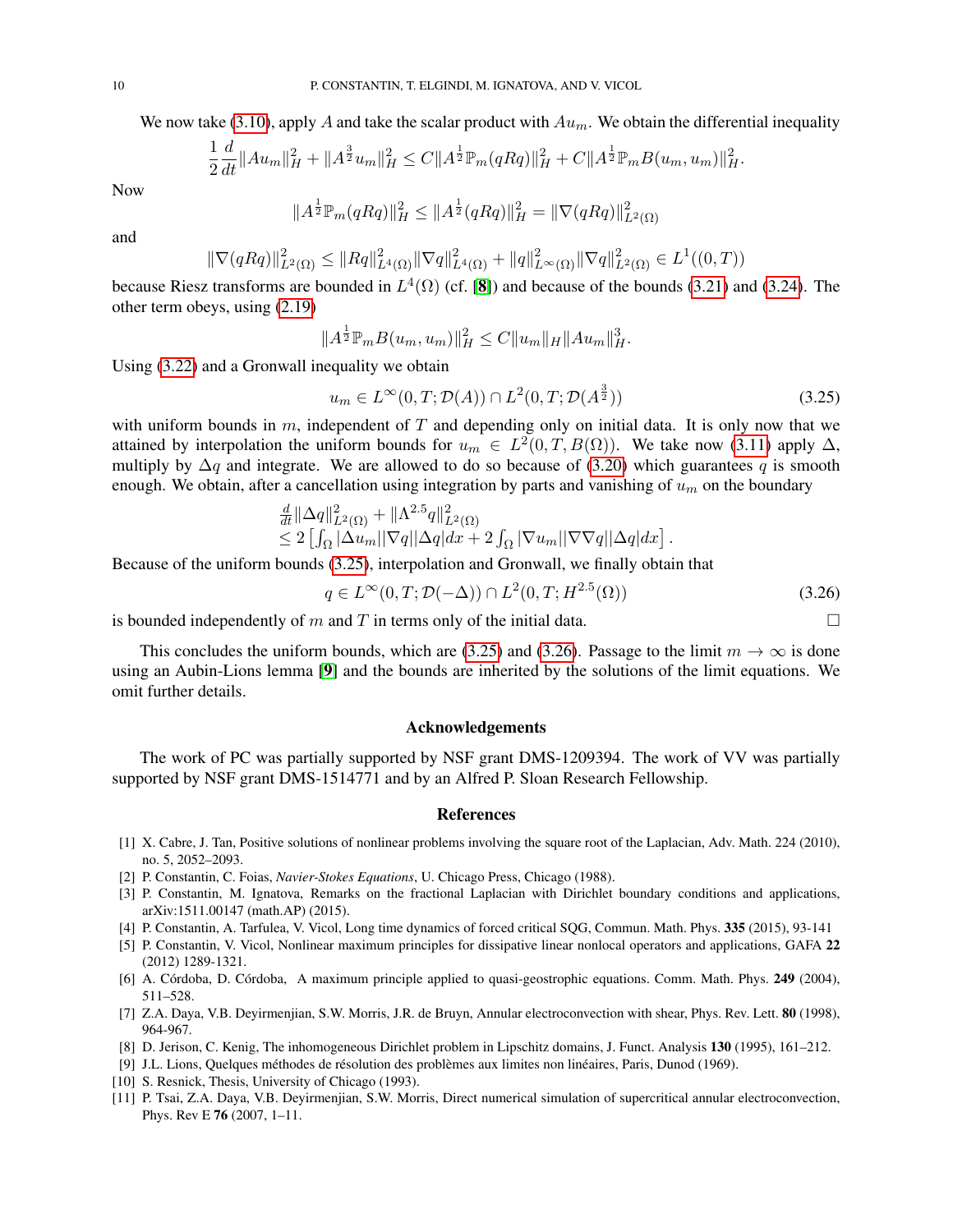We now take (3.10), apply $A$ and take the scalar product with $Au_m$. We obtain the differential inequality

$$\frac{1}{2}\frac{d}{dt}\|Au_m\|_H^2 + \|A^{\frac{3}{2}}u_m\|_H^2 \le C\|A^{\frac{1}{2}}\mathbb{P}_m(qRq)\|_H^2 + C\|A^{\frac{1}{2}}\mathbb{P}_m B(u_m,u_m)\|_H^2.$$

Now

$$\|A^{\frac{1}{2}}\mathbb{P}_m(qRq)\|_H^2 \le \|A^{\frac{1}{2}}(qRq)\|_H^2 = \|\nabla(qRq)\|_{L^2(\Omega)}^2$$

and

$$\|\nabla(qRq)\|_{L^2(\Omega)}^2 \le \|Rq\|_{L^4(\Omega)}^2\|\nabla q\|_{L^4(\Omega)}^2 + \|q\|_{L^\infty(\Omega)}^2\|\nabla q\|_{L^2(\Omega)}^2 \in L^1((0,T))$$

because Riesz transforms are bounded in $L^4(\Omega)$ (cf. [8]) and because of the bounds (3.21) and (3.24). The other term obeys, using (2.19)

$$\|A^{\frac{1}{2}}\mathbb{P}_m B(u_m,u_m)\|_H^2 \le C\|u_m\|_H\|Au_m\|_H^3.$$

Using (3.22) and a Gronwall inequality we obtain

$$u_m \in L^\infty(0,T;\mathcal{D}(A)) \cap L^2(0,T;\mathcal{D}(A^{\frac{3}{2}})) \tag{3.25}$$

with uniform bounds in $m$, independent of $T$ and depending only on initial data. It is only now that we attained by interpolation the uniform bounds for $u_m \in L^2(0,T,B(\Omega))$. We take now (3.11) apply $\Delta$, multiply by $\Delta q$ and integrate. We are allowed to do so because of (3.20) which guarantees $q$ is smooth enough. We obtain, after a cancellation using integration by parts and vanishing of $u_m$ on the boundary

$$\begin{array}{l}\frac{d}{dt}\|\Delta q\|_{L^2(\Omega)}^2 + \|\Lambda^{2.5}q\|_{L^2(\Omega)}^2 \\ \le 2\left[\int_\Omega |\Delta u_m||\nabla q||\Delta q|dx + 2\int_\Omega |\nabla u_m||\nabla\nabla q||\Delta q|dx\right].\end{array}$$

Because of the uniform bounds (3.25), interpolation and Gronwall, we finally obtain that

$$q \in L^\infty(0,T;\mathcal{D}(-\Delta)) \cap L^2(0,T;H^{2.5}(\Omega)) \tag{3.26}$$

is bounded independently of $m$ and $T$ in terms only of the initial data. □

This concludes the uniform bounds, which are (3.25) and (3.26). Passage to the limit $m \to \infty$ is done using an Aubin-Lions lemma [9] and the bounds are inherited by the solutions of the limit equations. We omit further details.

## Acknowledgements

The work of PC was partially supported by NSF grant DMS-1209394. The work of VV was partially supported by NSF grant DMS-1514771 and by an Alfred P. Sloan Research Fellowship.

## References

[1] X. Cabre, J. Tan, Positive solutions of nonlinear problems involving the square root of the Laplacian, Adv. Math. 224 (2010), no. 5, 2052–2093.

[2] P. Constantin, C. Foias, *Navier-Stokes Equations*, U. Chicago Press, Chicago (1988).

[3] P. Constantin, M. Ignatova, Remarks on the fractional Laplacian with Dirichlet boundary conditions and applications, arXiv:1511.00147 (math.AP) (2015).

[4] P. Constantin, A. Tarfulea, V. Vicol, Long time dynamics of forced critical SQG, Commun. Math. Phys. **335** (2015), 93-141

[5] P. Constantin, V. Vicol, Nonlinear maximum principles for dissipative linear nonlocal operators and applications, GAFA **22** (2012) 1289-1321.

[6] A. Córdoba, D. Córdoba, A maximum principle applied to quasi-geostrophic equations. Comm. Math. Phys. **249** (2004), 511–528.

[7] Z.A. Daya, V.B. Deyirmenjian, S.W. Morris, J.R. de Bruyn, Annular electroconvection with shear, Phys. Rev. Lett. **80** (1998), 964-967.

[8] D. Jerison, C. Kenig, The inhomogeneous Dirichlet problem in Lipschitz domains, J. Funct. Analysis **130** (1995), 161–212.

[9] J.L. Lions, Quelques méthodes de résolution des problèmes aux limites non linéaires, Paris, Dunod (1969).

[10] S. Resnick, Thesis, University of Chicago (1993).

[11] P. Tsai, Z.A. Daya, V.B. Deyirmenjian, S.W. Morris, Direct numerical simulation of supercritical annular electroconvection, Phys. Rev E **76** (2007, 1–11.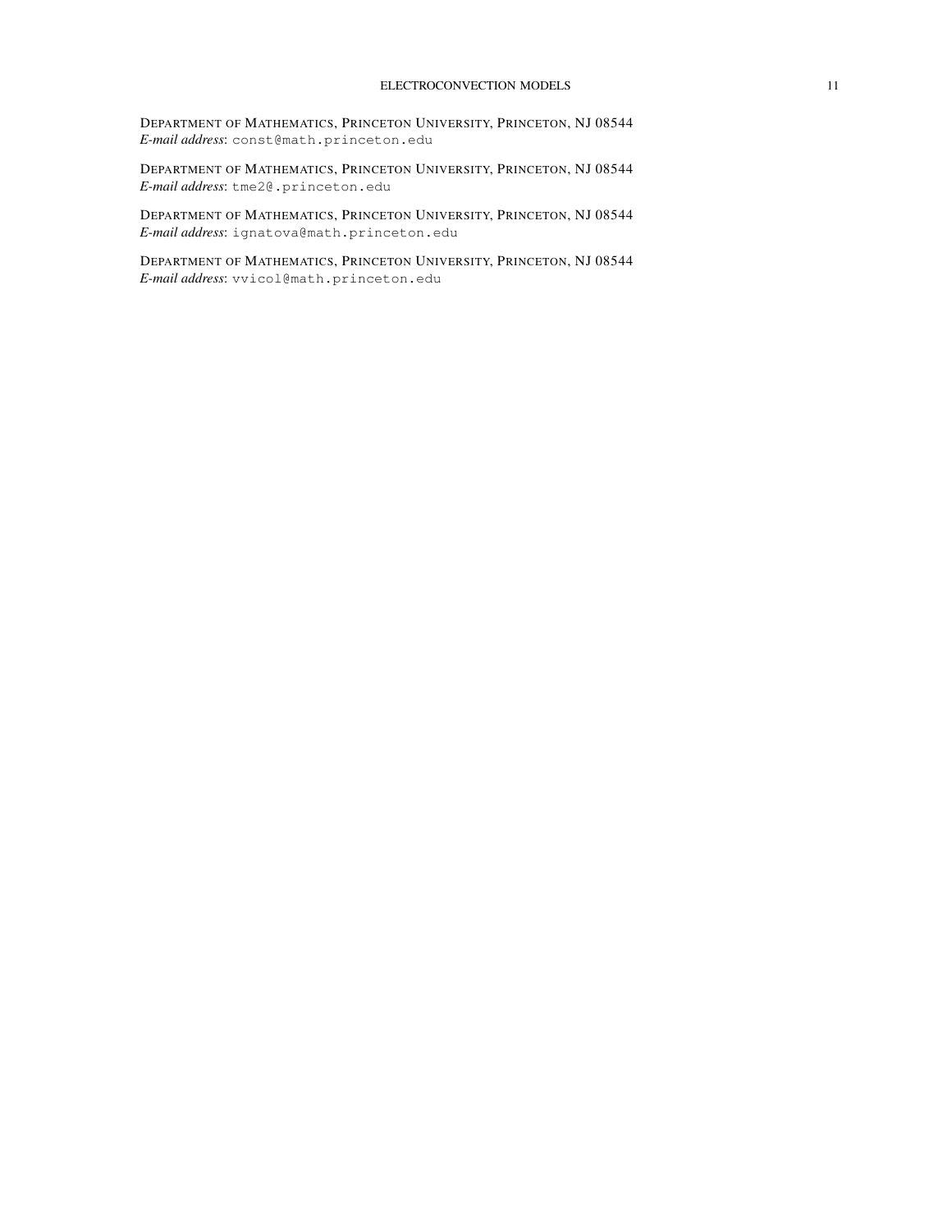DEPARTMENT OF MATHEMATICS, PRINCETON UNIVERSITY, PRINCETON, NJ 08544
*E-mail address*: const@math.princeton.edu

DEPARTMENT OF MATHEMATICS, PRINCETON UNIVERSITY, PRINCETON, NJ 08544
*E-mail address*: tme2@.princeton.edu

DEPARTMENT OF MATHEMATICS, PRINCETON UNIVERSITY, PRINCETON, NJ 08544
*E-mail address*: ignatova@math.princeton.edu

DEPARTMENT OF MATHEMATICS, PRINCETON UNIVERSITY, PRINCETON, NJ 08544
*E-mail address*: vvicol@math.princeton.edu